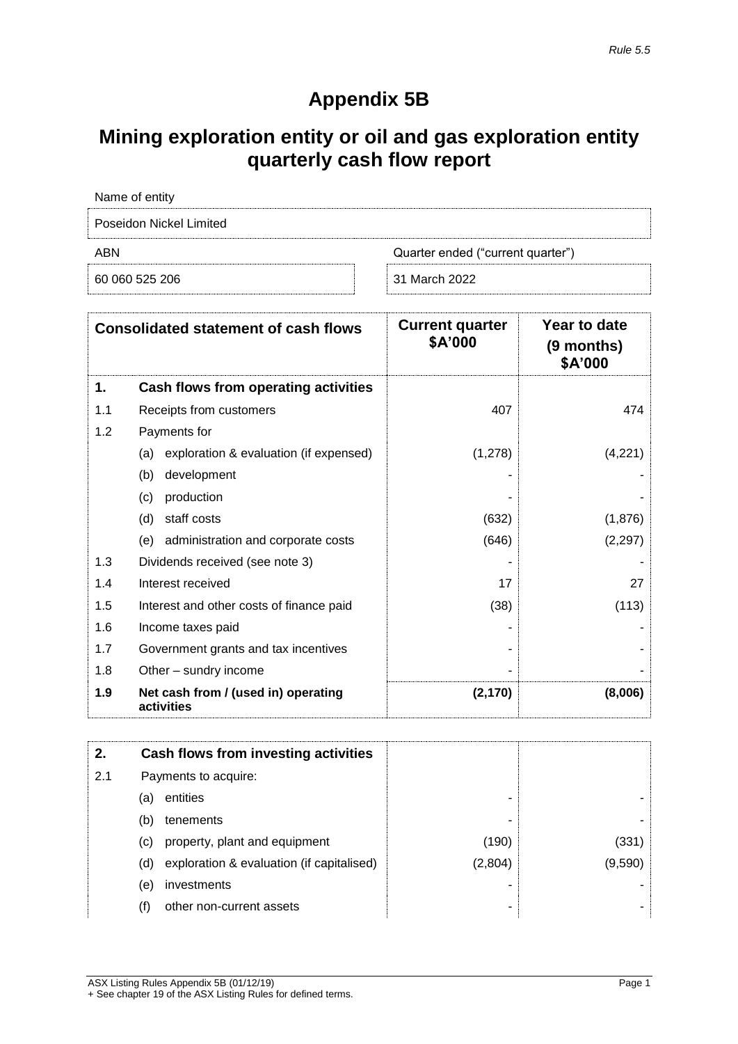*Rule 5.5*

# Appendix 5B

## Mining exploration entity or oil and gas exploration entity quarterly cash flow report

| Name of entity | |
|---|---|
| Poseidon Nickel Limited | |
| ABN | Quarter ended ("current quarter") |
| 60 060 525 206 | 31 March 2022 |

| | **Consolidated statement of cash flows** | **Current quarter $A'000** | **Year to date (9 months) $A'000** |
|---|---|---|---|
| **1.** | **Cash flows from operating activities** | | |
| 1.1 | Receipts from customers | 407 | 474 |
| 1.2 | Payments for | | |
| | (a) exploration & evaluation (if expensed) | (1,278) | (4,221) |
| | (b) development | - | - |
| | (c) production | - | - |
| | (d) staff costs | (632) | (1,876) |
| | (e) administration and corporate costs | (646) | (2,297) |
| 1.3 | Dividends received (see note 3) | - | - |
| 1.4 | Interest received | 17 | 27 |
| 1.5 | Interest and other costs of finance paid | (38) | (113) |
| 1.6 | Income taxes paid | - | - |
| 1.7 | Government grants and tax incentives | - | - |
| 1.8 | Other – sundry income | - | - |
| **1.9** | **Net cash from / (used in) operating activities** | **(2,170)** | **(8,006)** |

| | | | |
|---|---|---|---|
| **2.** | **Cash flows from investing activities** | | |
| 2.1 | Payments to acquire: | | |
| | (a) entities | - | - |
| | (b) tenements | - | - |
| | (c) property, plant and equipment | (190) | (331) |
| | (d) exploration & evaluation (if capitalised) | (2,804) | (9,590) |
| | (e) investments | - | - |
| | (f) other non-current assets | - | - |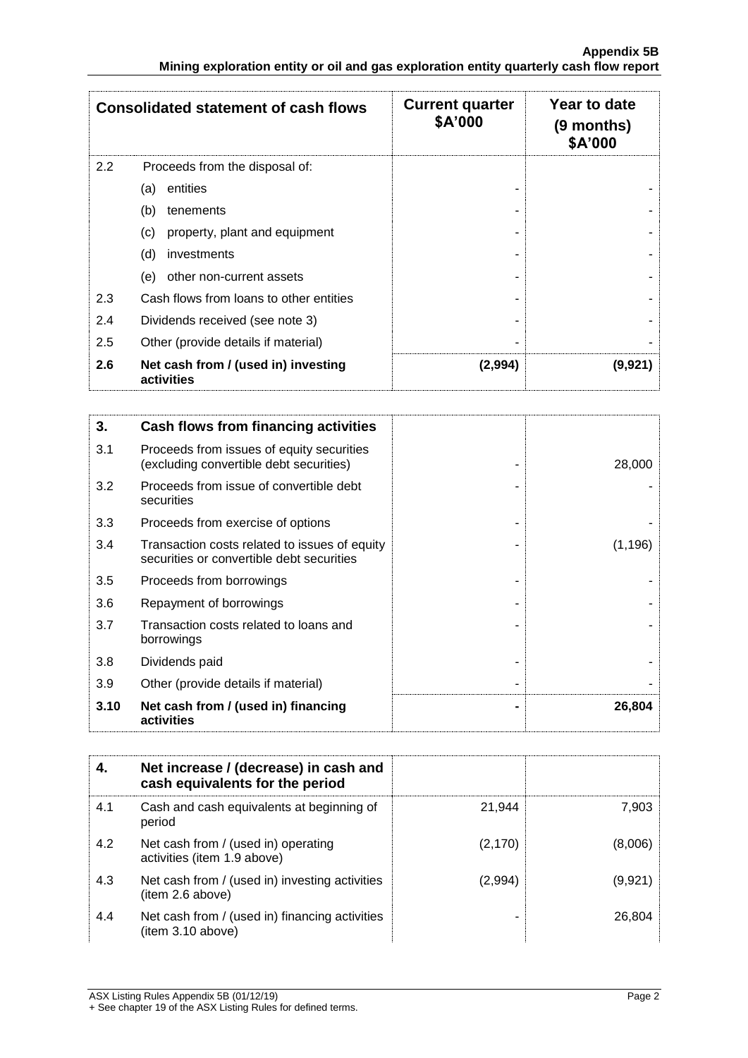| | Consolidated statement of cash flows | Current quarter $A'000 | Year to date (9 months) $A'000 |
|---|---|---|---|
| 2.2 | Proceeds from the disposal of: | | |
| | (a) entities | - | - |
| | (b) tenements | - | - |
| | (c) property, plant and equipment | - | - |
| | (d) investments | - | - |
| | (e) other non-current assets | - | - |
| 2.3 | Cash flows from loans to other entities | - | - |
| 2.4 | Dividends received (see note 3) | - | - |
| 2.5 | Other (provide details if material) | - | - |
| **2.6** | **Net cash from / (used in) investing activities** | **(2,994)** | **(9,921)** |

| **3.** | **Cash flows from financing activities** | | |
|---|---|---|---|
| 3.1 | Proceeds from issues of equity securities (excluding convertible debt securities) | - | 28,000 |
| 3.2 | Proceeds from issue of convertible debt securities | - | - |
| 3.3 | Proceeds from exercise of options | - | - |
| 3.4 | Transaction costs related to issues of equity securities or convertible debt securities | - | (1,196) |
| 3.5 | Proceeds from borrowings | - | - |
| 3.6 | Repayment of borrowings | - | - |
| 3.7 | Transaction costs related to loans and borrowings | - | - |
| 3.8 | Dividends paid | - | - |
| 3.9 | Other (provide details if material) | - | - |
| **3.10** | **Net cash from / (used in) financing activities** | **-** | **26,804** |

| **4.** | **Net increase / (decrease) in cash and cash equivalents for the period** | | |
|---|---|---|---|
| 4.1 | Cash and cash equivalents at beginning of period | 21,944 | 7,903 |
| 4.2 | Net cash from / (used in) operating activities (item 1.9 above) | (2,170) | (8,006) |
| 4.3 | Net cash from / (used in) investing activities (item 2.6 above) | (2,994) | (9,921) |
| 4.4 | Net cash from / (used in) financing activities (item 3.10 above) | - | 26,804 |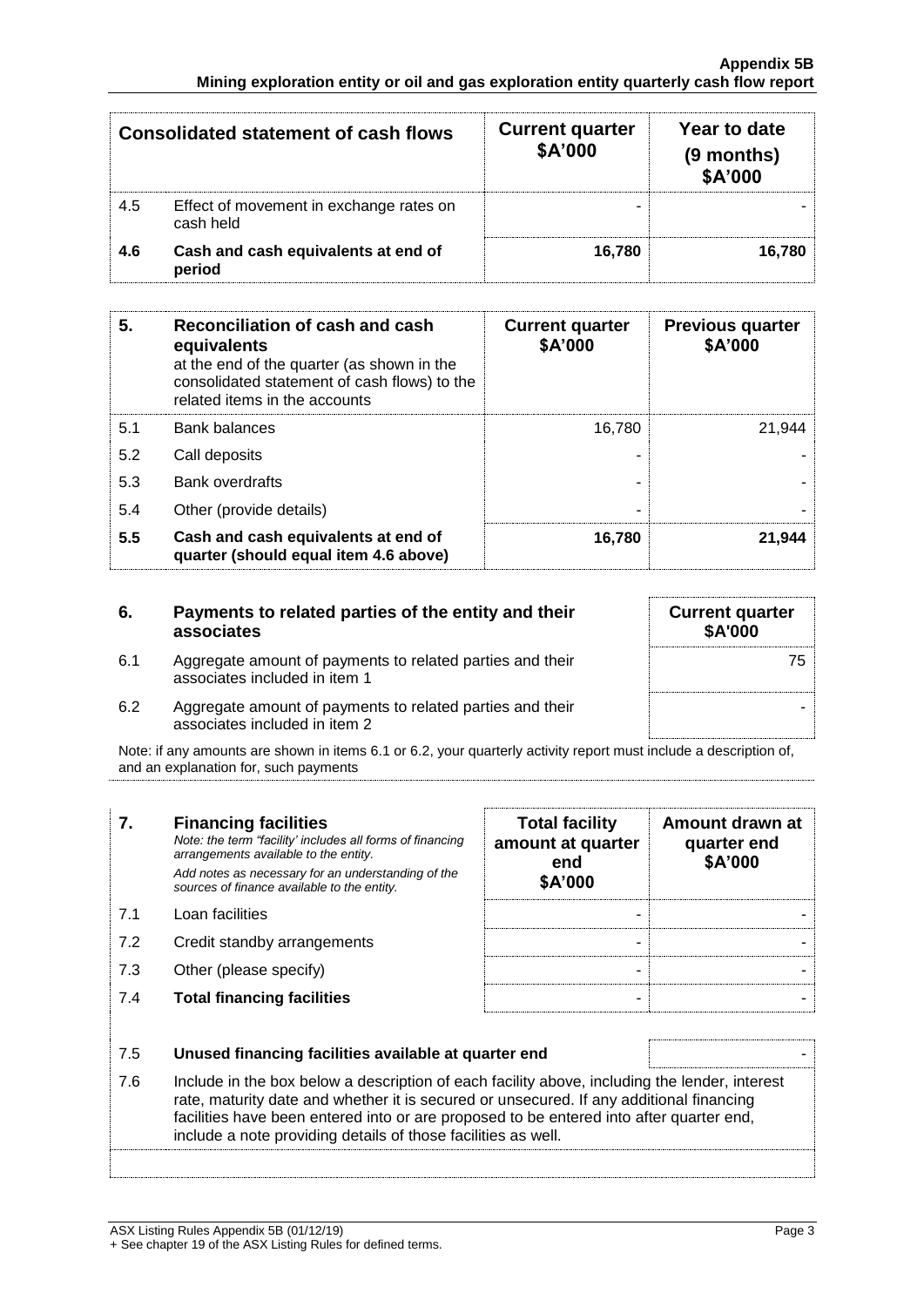| Consolidated statement of cash flows | | Current quarter \$A'000 | Year to date (9 months) \$A'000 |
|---|---|---|---|
| 4.5 | Effect of movement in exchange rates on cash held | - | - |
| **4.6** | **Cash and cash equivalents at end of period** | **16,780** | **16,780** |

| **5.** | **Reconciliation of cash and cash equivalents** at the end of the quarter (as shown in the consolidated statement of cash flows) to the related items in the accounts | **Current quarter \$A'000** | **Previous quarter \$A'000** |
|---|---|---|---|
| 5.1 | Bank balances | 16,780 | 21,944 |
| 5.2 | Call deposits | - | - |
| 5.3 | Bank overdrafts | - | - |
| 5.4 | Other (provide details) | - | - |
| **5.5** | **Cash and cash equivalents at end of quarter (should equal item 4.6 above)** | **16,780** | **21,944** |

| **6.** | **Payments to related parties of the entity and their associates** | **Current quarter \$A'000** |
|---|---|---|
| 6.1 | Aggregate amount of payments to related parties and their associates included in item 1 | 75 |
| 6.2 | Aggregate amount of payments to related parties and their associates included in item 2 | - |

Note: if any amounts are shown in items 6.1 or 6.2, your quarterly activity report must include a description of, and an explanation for, such payments

| **7.** | **Financing facilities** *Note: the term "facility' includes all forms of financing arrangements available to the entity.* *Add notes as necessary for an understanding of the sources of finance available to the entity.* | **Total facility amount at quarter end \$A'000** | **Amount drawn at quarter end \$A'000** |
|---|---|---|---|
| 7.1 | Loan facilities | - | - |
| 7.2 | Credit standby arrangements | - | - |
| 7.3 | Other (please specify) | - | - |
| 7.4 | **Total financing facilities** | - | - |

| | | |
|---|---|---|
| 7.5 | **Unused financing facilities available at quarter end** | - |
| 7.6 | Include in the box below a description of each facility above, including the lender, interest rate, maturity date and whether it is secured or unsecured. If any additional financing facilities have been entered into or are proposed to be entered into after quarter end, include a note providing details of those facilities as well. | |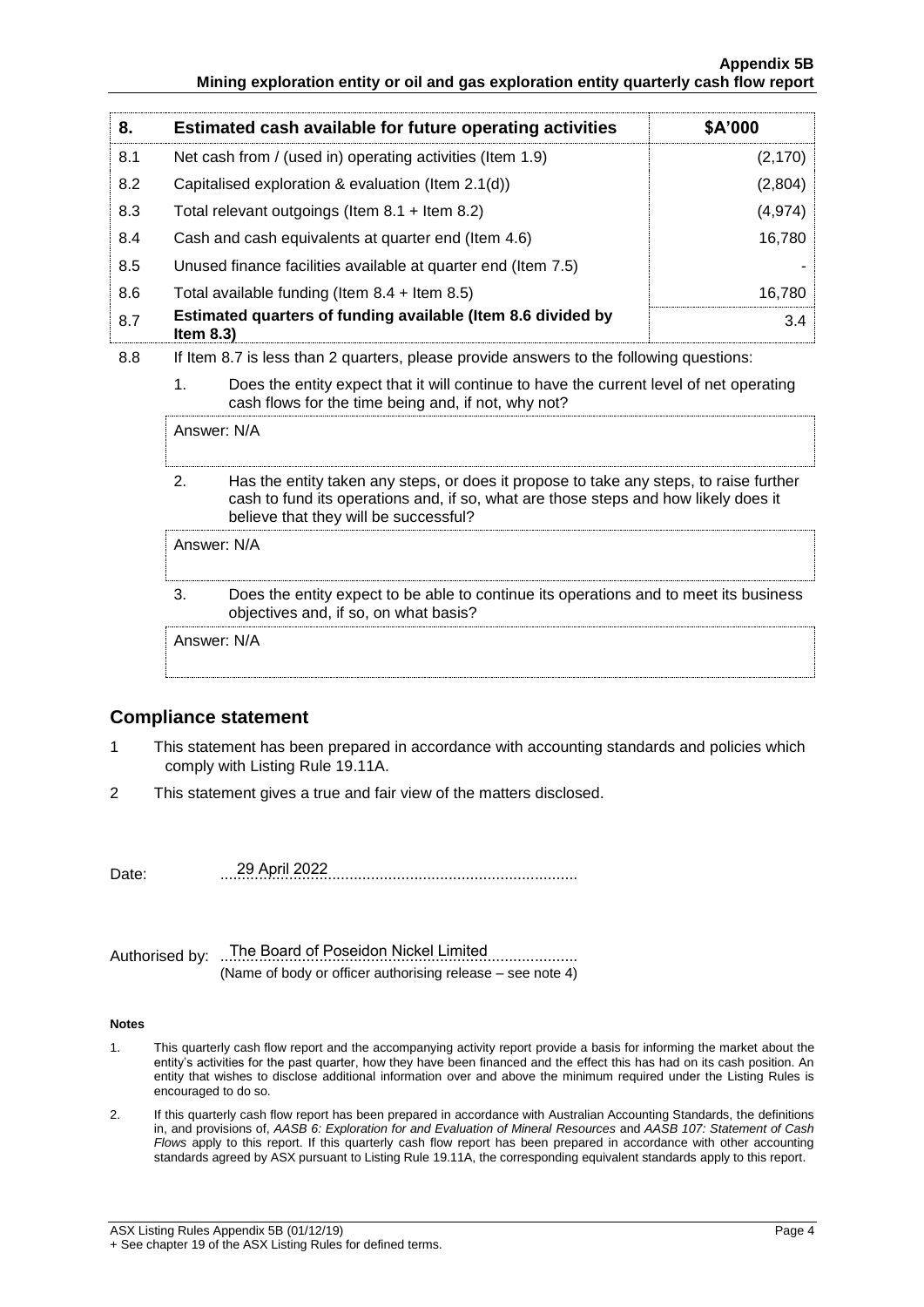| 8. | Estimated cash available for future operating activities | $A'000 |
|---|---|---|
| 8.1 | Net cash from / (used in) operating activities (Item 1.9) | (2,170) |
| 8.2 | Capitalised exploration & evaluation (Item 2.1(d)) | (2,804) |
| 8.3 | Total relevant outgoings (Item 8.1 + Item 8.2) | (4,974) |
| 8.4 | Cash and cash equivalents at quarter end (Item 4.6) | 16,780 |
| 8.5 | Unused finance facilities available at quarter end (Item 7.5) | - |
| 8.6 | Total available funding (Item 8.4 + Item 8.5) | 16,780 |
| 8.7 | **Estimated quarters of funding available (Item 8.6 divided by Item 8.3)** | 3.4 |

8.8 If Item 8.7 is less than 2 quarters, please provide answers to the following questions:

1. Does the entity expect that it will continue to have the current level of net operating cash flows for the time being and, if not, why not?

Answer: N/A

2. Has the entity taken any steps, or does it propose to take any steps, to raise further cash to fund its operations and, if so, what are those steps and how likely does it believe that they will be successful?

Answer: N/A

3. Does the entity expect to be able to continue its operations and to meet its business objectives and, if so, on what basis?

Answer: N/A

## Compliance statement

1 This statement has been prepared in accordance with accounting standards and policies which comply with Listing Rule 19.11A.

2 This statement gives a true and fair view of the matters disclosed.

Date: 29 April 2022

Authorised by: The Board of Poseidon Nickel Limited
(Name of body or officer authorising release – see note 4)

**Notes**

1. This quarterly cash flow report and the accompanying activity report provide a basis for informing the market about the entity's activities for the past quarter, how they have been financed and the effect this has had on its cash position. An entity that wishes to disclose additional information over and above the minimum required under the Listing Rules is encouraged to do so.

2. If this quarterly cash flow report has been prepared in accordance with Australian Accounting Standards, the definitions in, and provisions of, *AASB 6: Exploration for and Evaluation of Mineral Resources* and *AASB 107: Statement of Cash Flows* apply to this report. If this quarterly cash flow report has been prepared in accordance with other accounting standards agreed by ASX pursuant to Listing Rule 19.11A, the corresponding equivalent standards apply to this report.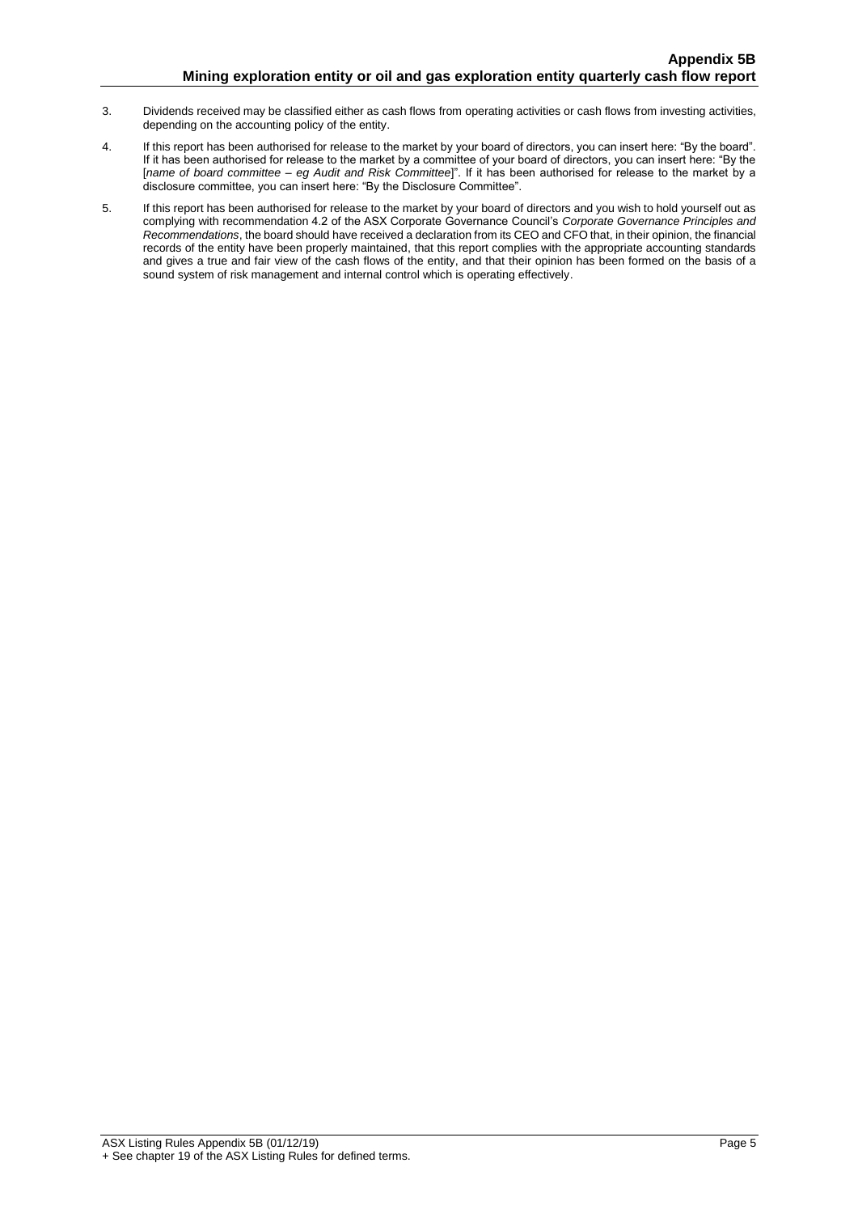3. Dividends received may be classified either as cash flows from operating activities or cash flows from investing activities, depending on the accounting policy of the entity.

4. If this report has been authorised for release to the market by your board of directors, you can insert here: "By the board". If it has been authorised for release to the market by a committee of your board of directors, you can insert here: "By the [*name of board committee – eg Audit and Risk Committee*]". If it has been authorised for release to the market by a disclosure committee, you can insert here: "By the Disclosure Committee".

5. If this report has been authorised for release to the market by your board of directors and you wish to hold yourself out as complying with recommendation 4.2 of the ASX Corporate Governance Council's *Corporate Governance Principles and Recommendations*, the board should have received a declaration from its CEO and CFO that, in their opinion, the financial records of the entity have been properly maintained, that this report complies with the appropriate accounting standards and gives a true and fair view of the cash flows of the entity, and that their opinion has been formed on the basis of a sound system of risk management and internal control which is operating effectively.